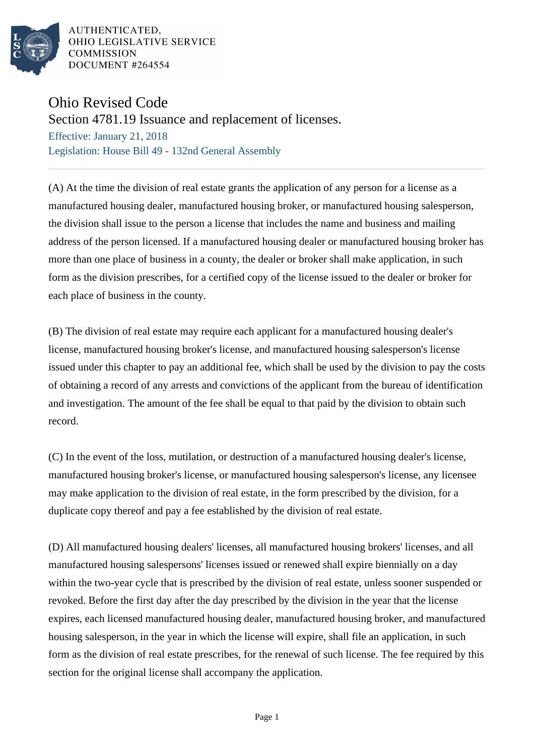AUTHENTICATED,
OHIO LEGISLATIVE SERVICE
COMMISSION
DOCUMENT #264554

# Ohio Revised Code

## Section 4781.19 Issuance and replacement of licenses.

Effective: January 21, 2018

Legislation: House Bill 49 - 132nd General Assembly

(A) At the time the division of real estate grants the application of any person for a license as a manufactured housing dealer, manufactured housing broker, or manufactured housing salesperson, the division shall issue to the person a license that includes the name and business and mailing address of the person licensed. If a manufactured housing dealer or manufactured housing broker has more than one place of business in a county, the dealer or broker shall make application, in such form as the division prescribes, for a certified copy of the license issued to the dealer or broker for each place of business in the county.

(B) The division of real estate may require each applicant for a manufactured housing dealer's license, manufactured housing broker's license, and manufactured housing salesperson's license issued under this chapter to pay an additional fee, which shall be used by the division to pay the costs of obtaining a record of any arrests and convictions of the applicant from the bureau of identification and investigation. The amount of the fee shall be equal to that paid by the division to obtain such record.

(C) In the event of the loss, mutilation, or destruction of a manufactured housing dealer's license, manufactured housing broker's license, or manufactured housing salesperson's license, any licensee may make application to the division of real estate, in the form prescribed by the division, for a duplicate copy thereof and pay a fee established by the division of real estate.

(D) All manufactured housing dealers' licenses, all manufactured housing brokers' licenses, and all manufactured housing salespersons' licenses issued or renewed shall expire biennially on a day within the two-year cycle that is prescribed by the division of real estate, unless sooner suspended or revoked. Before the first day after the day prescribed by the division in the year that the license expires, each licensed manufactured housing dealer, manufactured housing broker, and manufactured housing salesperson, in the year in which the license will expire, shall file an application, in such form as the division of real estate prescribes, for the renewal of such license. The fee required by this section for the original license shall accompany the application.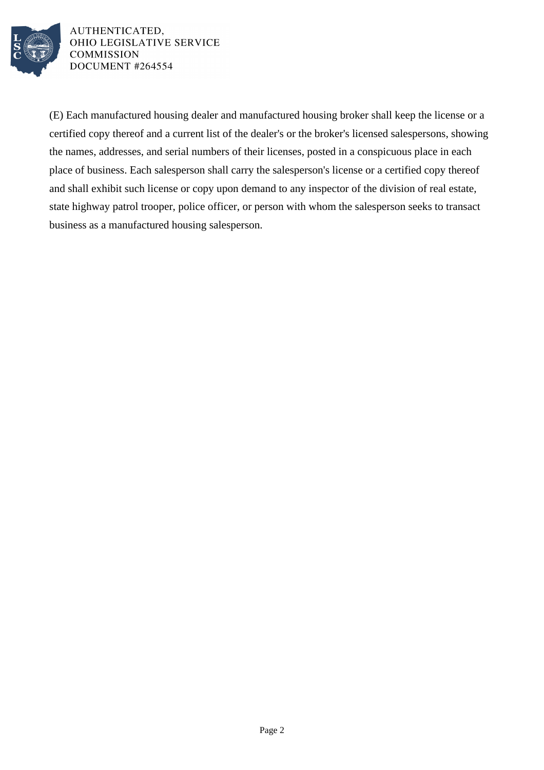(E) Each manufactured housing dealer and manufactured housing broker shall keep the license or a certified copy thereof and a current list of the dealer's or the broker's licensed salespersons, showing the names, addresses, and serial numbers of their licenses, posted in a conspicuous place in each place of business. Each salesperson shall carry the salesperson's license or a certified copy thereof and shall exhibit such license or copy upon demand to any inspector of the division of real estate, state highway patrol trooper, police officer, or person with whom the salesperson seeks to transact business as a manufactured housing salesperson.